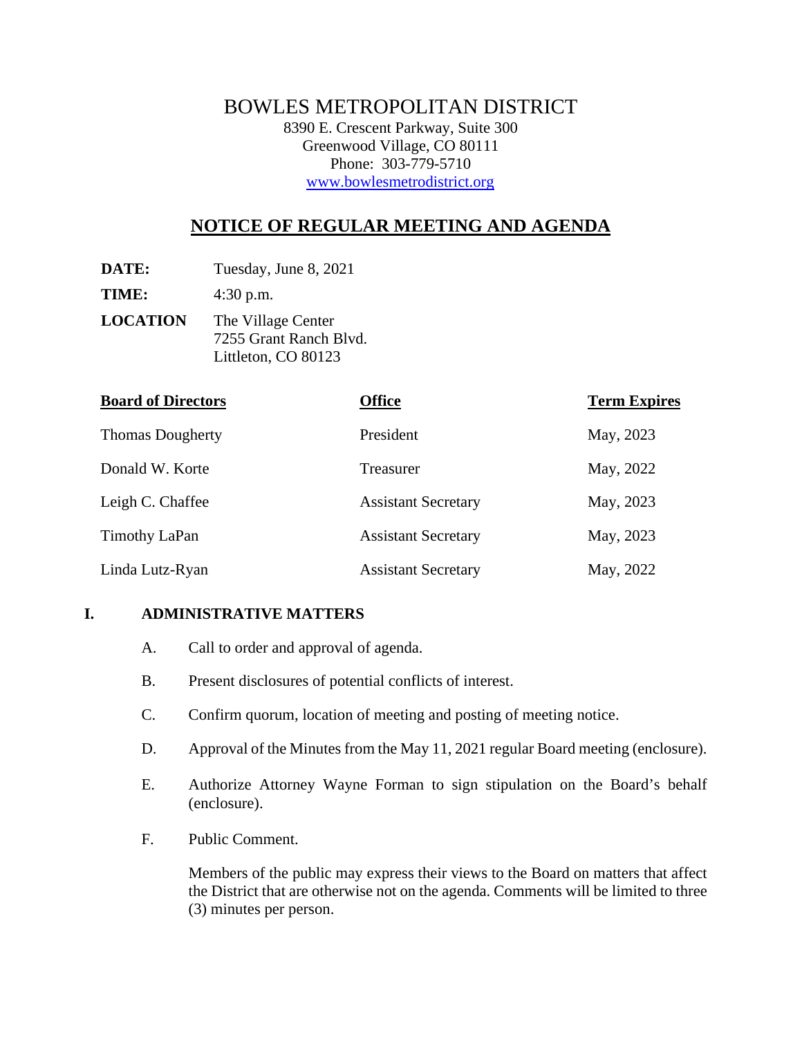# BOWLES METROPOLITAN DISTRICT

8390 E. Crescent Parkway, Suite 300
Greenwood Village, CO 80111
Phone: 303-779-5710
www.bowlesmetrodistrict.org

## NOTICE OF REGULAR MEETING AND AGENDA

**DATE:** Tuesday, June 8, 2021

**TIME:** 4:30 p.m.

**LOCATION** The Village Center
7255 Grant Ranch Blvd.
Littleton, CO 80123

| Board of Directors | Office | Term Expires |
|---|---|---|
| Thomas Dougherty | President | May, 2023 |
| Donald W. Korte | Treasurer | May, 2022 |
| Leigh C. Chaffee | Assistant Secretary | May, 2023 |
| Timothy LaPan | Assistant Secretary | May, 2023 |
| Linda Lutz-Ryan | Assistant Secretary | May, 2022 |

**I. ADMINISTRATIVE MATTERS**

A. Call to order and approval of agenda.

B. Present disclosures of potential conflicts of interest.

C. Confirm quorum, location of meeting and posting of meeting notice.

D. Approval of the Minutes from the May 11, 2021 regular Board meeting (enclosure).

E. Authorize Attorney Wayne Forman to sign stipulation on the Board's behalf (enclosure).

F. Public Comment.

Members of the public may express their views to the Board on matters that affect the District that are otherwise not on the agenda. Comments will be limited to three (3) minutes per person.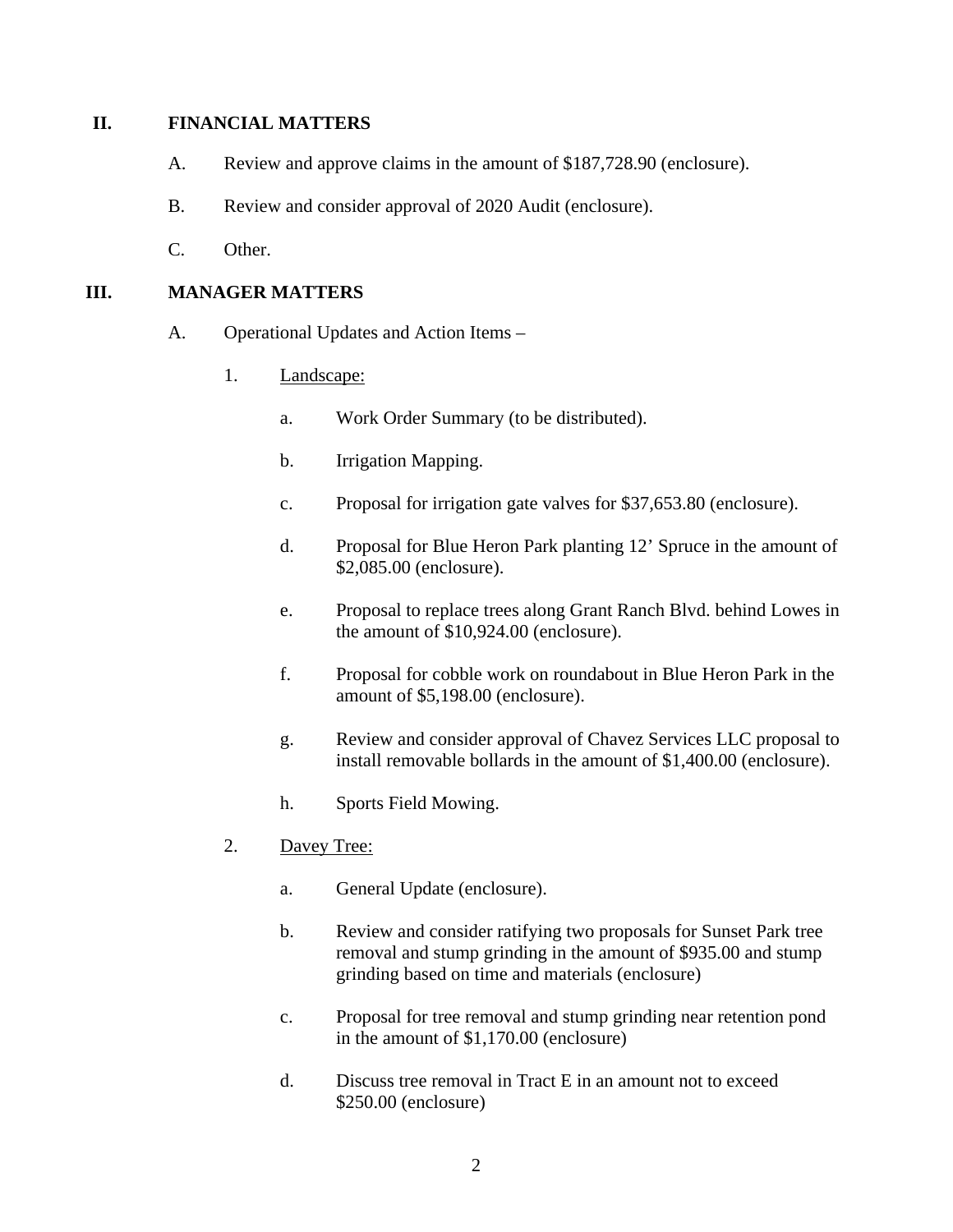## II. FINANCIAL MATTERS

A. Review and approve claims in the amount of $187,728.90 (enclosure).

B. Review and consider approval of 2020 Audit (enclosure).

C. Other.

## III. MANAGER MATTERS

A. Operational Updates and Action Items –

1. Landscape:

   a. Work Order Summary (to be distributed).

   b. Irrigation Mapping.

   c. Proposal for irrigation gate valves for $37,653.80 (enclosure).

   d. Proposal for Blue Heron Park planting 12’ Spruce in the amount of $2,085.00 (enclosure).

   e. Proposal to replace trees along Grant Ranch Blvd. behind Lowes in the amount of $10,924.00 (enclosure).

   f. Proposal for cobble work on roundabout in Blue Heron Park in the amount of $5,198.00 (enclosure).

   g. Review and consider approval of Chavez Services LLC proposal to install removable bollards in the amount of $1,400.00 (enclosure).

   h. Sports Field Mowing.

2. Davey Tree:

   a. General Update (enclosure).

   b. Review and consider ratifying two proposals for Sunset Park tree removal and stump grinding in the amount of $935.00 and stump grinding based on time and materials (enclosure)

   c. Proposal for tree removal and stump grinding near retention pond in the amount of $1,170.00 (enclosure)

   d. Discuss tree removal in Tract E in an amount not to exceed $250.00 (enclosure)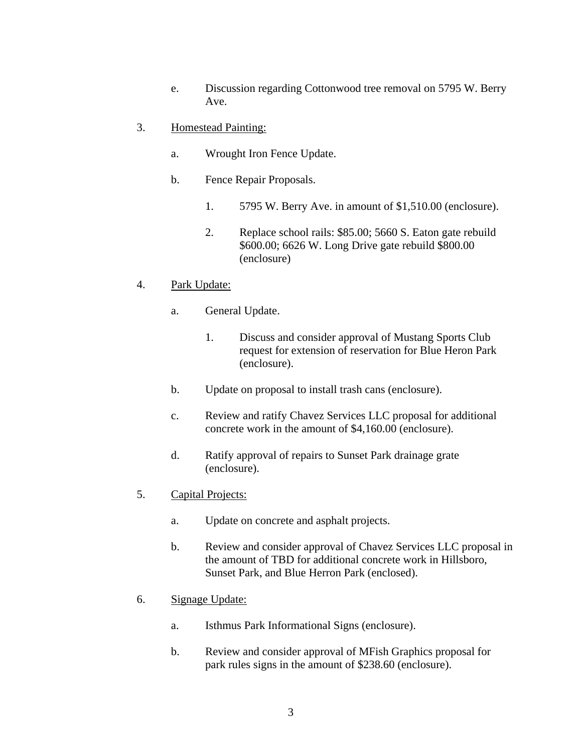e. Discussion regarding Cottonwood tree removal on 5795 W. Berry Ave.

3. <u>Homestead Painting:</u>

   a. Wrought Iron Fence Update.

   b. Fence Repair Proposals.

      1. 5795 W. Berry Ave. in amount of $1,510.00 (enclosure).

      2. Replace school rails: $85.00; 5660 S. Eaton gate rebuild $600.00; 6626 W. Long Drive gate rebuild $800.00 (enclosure)

4. <u>Park Update:</u>

   a. General Update.

      1. Discuss and consider approval of Mustang Sports Club request for extension of reservation for Blue Heron Park (enclosure).

   b. Update on proposal to install trash cans (enclosure).

   c. Review and ratify Chavez Services LLC proposal for additional concrete work in the amount of $4,160.00 (enclosure).

   d. Ratify approval of repairs to Sunset Park drainage grate (enclosure).

5. <u>Capital Projects:</u>

   a. Update on concrete and asphalt projects.

   b. Review and consider approval of Chavez Services LLC proposal in the amount of TBD for additional concrete work in Hillsboro, Sunset Park, and Blue Herron Park (enclosed).

6. <u>Signage Update:</u>

   a. Isthmus Park Informational Signs (enclosure).

   b. Review and consider approval of MFish Graphics proposal for park rules signs in the amount of $238.60 (enclosure).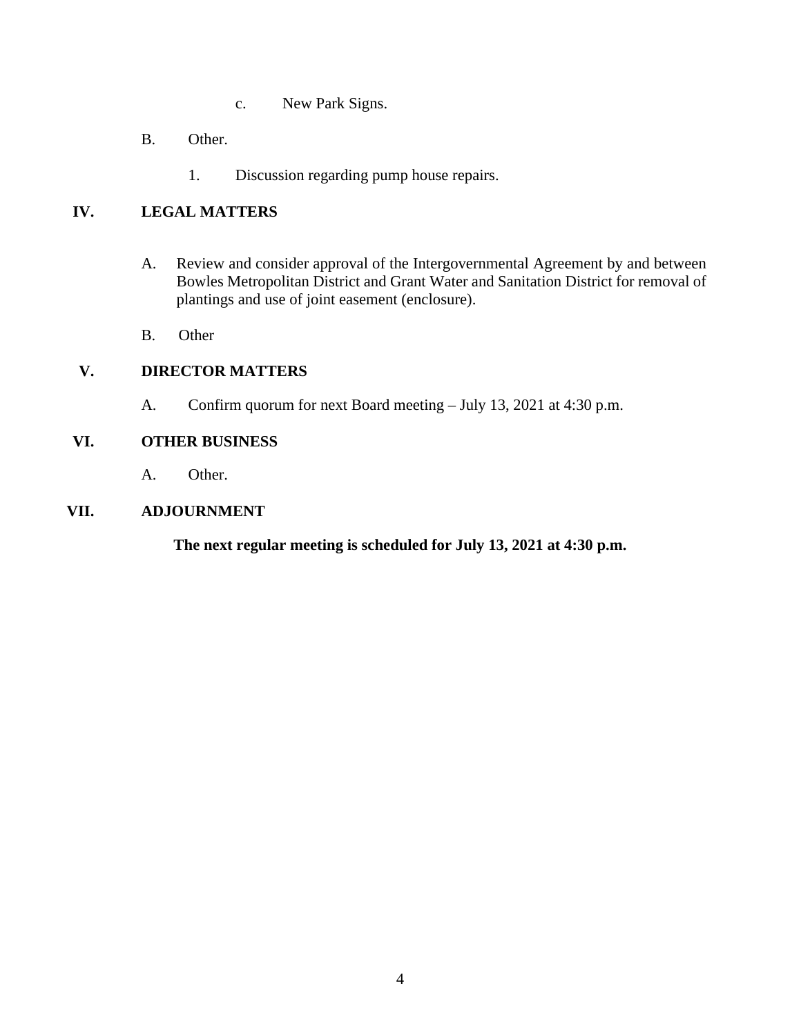c. New Park Signs.

B. Other.

1. Discussion regarding pump house repairs.

## IV. LEGAL MATTERS

A. Review and consider approval of the Intergovernmental Agreement by and between Bowles Metropolitan District and Grant Water and Sanitation District for removal of plantings and use of joint easement (enclosure).

B. Other

## V. DIRECTOR MATTERS

A. Confirm quorum for next Board meeting – July 13, 2021 at 4:30 p.m.

## VI. OTHER BUSINESS

A. Other.

## VII. ADJOURNMENT

**The next regular meeting is scheduled for July 13, 2021 at 4:30 p.m.**